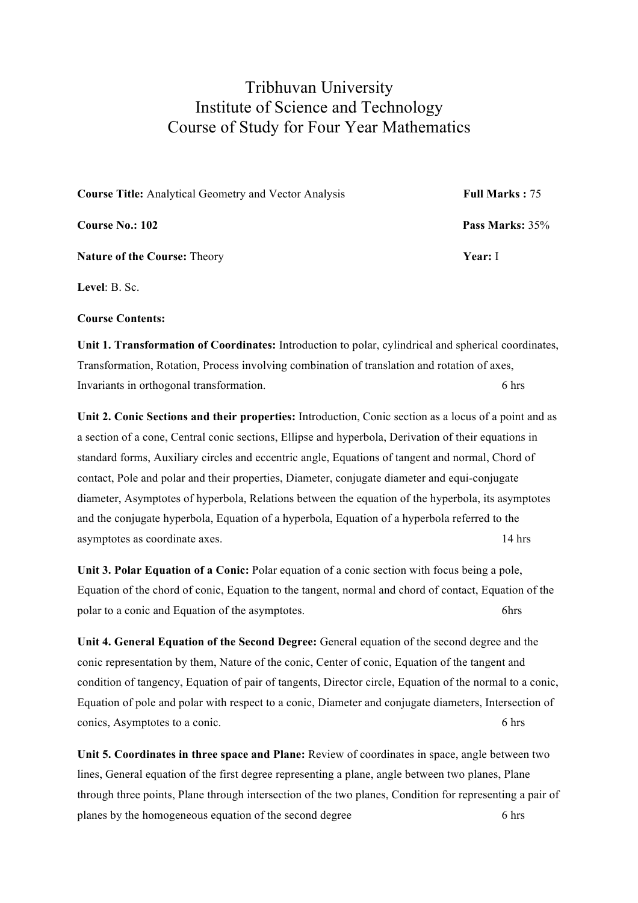# Tribhuvan University
## Institute of Science and Technology
## Course of Study for Four Year Mathematics

**Course Title:** Analytical Geometry and Vector Analysis **Full Marks :** 75

**Course No.: 102** **Pass Marks:** 35%

**Nature of the Course:** Theory **Year:** I

**Level**: B. Sc.

**Course Contents:**

**Unit 1. Transformation of Coordinates:** Introduction to polar, cylindrical and spherical coordinates, Transformation, Rotation, Process involving combination of translation and rotation of axes, Invariants in orthogonal transformation. 6 hrs

**Unit 2. Conic Sections and their properties:** Introduction, Conic section as a locus of a point and as a section of a cone, Central conic sections, Ellipse and hyperbola, Derivation of their equations in standard forms, Auxiliary circles and eccentric angle, Equations of tangent and normal, Chord of contact, Pole and polar and their properties, Diameter, conjugate diameter and equi-conjugate diameter, Asymptotes of hyperbola, Relations between the equation of the hyperbola, its asymptotes and the conjugate hyperbola, Equation of a hyperbola, Equation of a hyperbola referred to the asymptotes as coordinate axes. 14 hrs

**Unit 3. Polar Equation of a Conic:** Polar equation of a conic section with focus being a pole, Equation of the chord of conic, Equation to the tangent, normal and chord of contact, Equation of the polar to a conic and Equation of the asymptotes. 6hrs

**Unit 4. General Equation of the Second Degree:** General equation of the second degree and the conic representation by them, Nature of the conic, Center of conic, Equation of the tangent and condition of tangency, Equation of pair of tangents, Director circle, Equation of the normal to a conic, Equation of pole and polar with respect to a conic, Diameter and conjugate diameters, Intersection of conics, Asymptotes to a conic. 6 hrs

**Unit 5. Coordinates in three space and Plane:** Review of coordinates in space, angle between two lines, General equation of the first degree representing a plane, angle between two planes, Plane through three points, Plane through intersection of the two planes, Condition for representing a pair of planes by the homogeneous equation of the second degree 6 hrs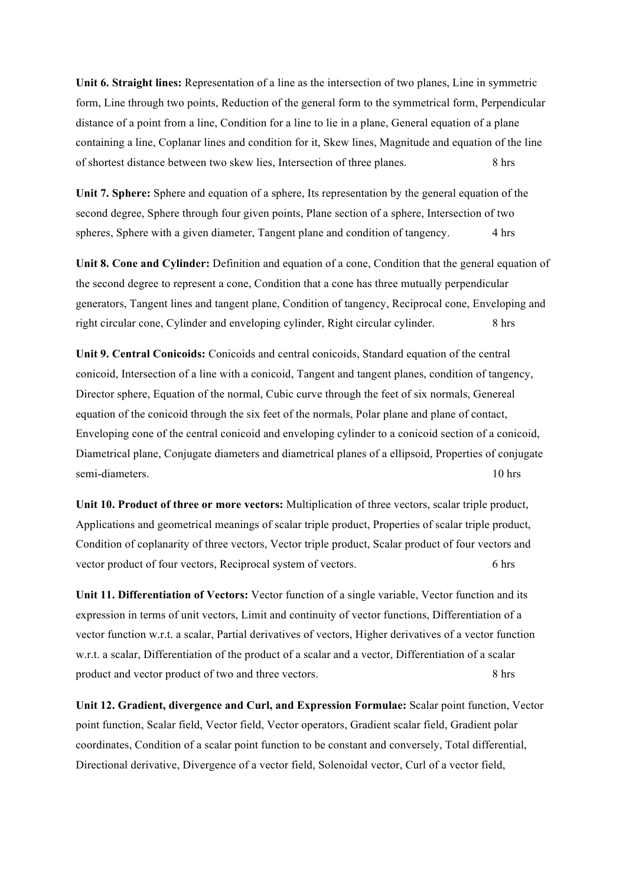**Unit 6. Straight lines:** Representation of a line as the intersection of two planes, Line in symmetric form, Line through two points, Reduction of the general form to the symmetrical form, Perpendicular distance of a point from a line, Condition for a line to lie in a plane, General equation of a plane containing a line, Coplanar lines and condition for it, Skew lines, Magnitude and equation of the line of shortest distance between two skew lies, Intersection of three planes. 8 hrs

**Unit 7. Sphere:** Sphere and equation of a sphere, Its representation by the general equation of the second degree, Sphere through four given points, Plane section of a sphere, Intersection of two spheres, Sphere with a given diameter, Tangent plane and condition of tangency. 4 hrs

**Unit 8. Cone and Cylinder:** Definition and equation of a cone, Condition that the general equation of the second degree to represent a cone, Condition that a cone has three mutually perpendicular generators, Tangent lines and tangent plane, Condition of tangency, Reciprocal cone, Enveloping and right circular cone, Cylinder and enveloping cylinder, Right circular cylinder. 8 hrs

**Unit 9. Central Conicoids:** Conicoids and central conicoids, Standard equation of the central conicoid, Intersection of a line with a conicoid, Tangent and tangent planes, condition of tangency, Director sphere, Equation of the normal, Cubic curve through the feet of six normals, Genereal equation of the conicoid through the six feet of the normals, Polar plane and plane of contact, Enveloping cone of the central conicoid and enveloping cylinder to a conicoid section of a conicoid, Diametrical plane, Conjugate diameters and diametrical planes of a ellipsoid, Properties of conjugate semi-diameters. 10 hrs

**Unit 10. Product of three or more vectors:** Multiplication of three vectors, scalar triple product, Applications and geometrical meanings of scalar triple product, Properties of scalar triple product, Condition of coplanarity of three vectors, Vector triple product, Scalar product of four vectors and vector product of four vectors, Reciprocal system of vectors. 6 hrs

**Unit 11. Differentiation of Vectors:** Vector function of a single variable, Vector function and its expression in terms of unit vectors, Limit and continuity of vector functions, Differentiation of a vector function w.r.t. a scalar, Partial derivatives of vectors, Higher derivatives of a vector function w.r.t. a scalar, Differentiation of the product of a scalar and a vector, Differentiation of a scalar product and vector product of two and three vectors. 8 hrs

**Unit 12. Gradient, divergence and Curl, and Expression Formulae:** Scalar point function, Vector point function, Scalar field, Vector field, Vector operators, Gradient scalar field, Gradient polar coordinates, Condition of a scalar point function to be constant and conversely, Total differential, Directional derivative, Divergence of a vector field, Solenoidal vector, Curl of a vector field,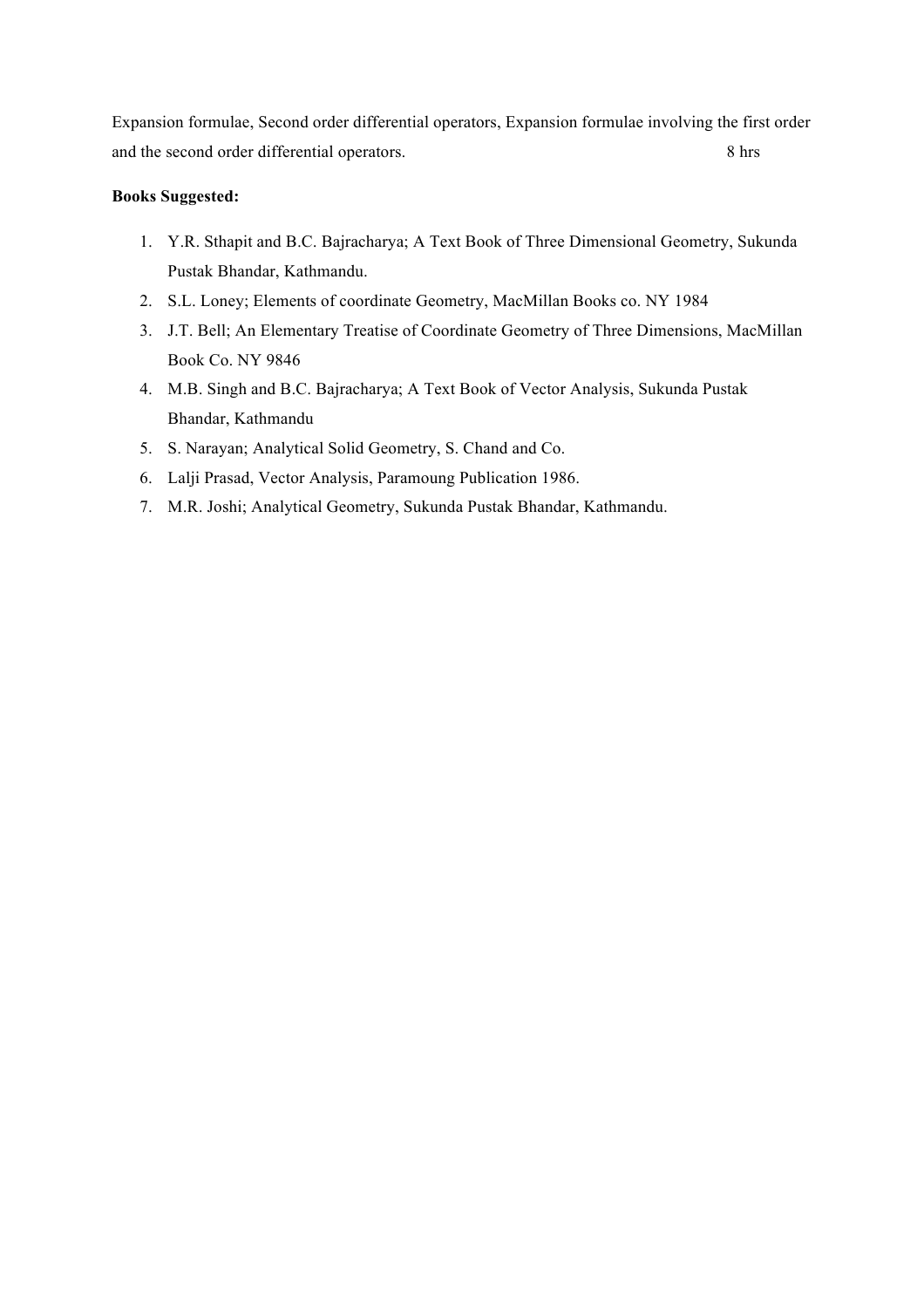Expansion formulae, Second order differential operators, Expansion formulae involving the first order and the second order differential operators. 8 hrs

**Books Suggested:**

1. Y.R. Sthapit and B.C. Bajracharya; A Text Book of Three Dimensional Geometry, Sukunda Pustak Bhandar, Kathmandu.
2. S.L. Loney; Elements of coordinate Geometry, MacMillan Books co. NY 1984
3. J.T. Bell; An Elementary Treatise of Coordinate Geometry of Three Dimensions, MacMillan Book Co. NY 9846
4. M.B. Singh and B.C. Bajracharya; A Text Book of Vector Analysis, Sukunda Pustak Bhandar, Kathmandu
5. S. Narayan; Analytical Solid Geometry, S. Chand and Co.
6. Lalji Prasad, Vector Analysis, Paramoung Publication 1986.
7. M.R. Joshi; Analytical Geometry, Sukunda Pustak Bhandar, Kathmandu.